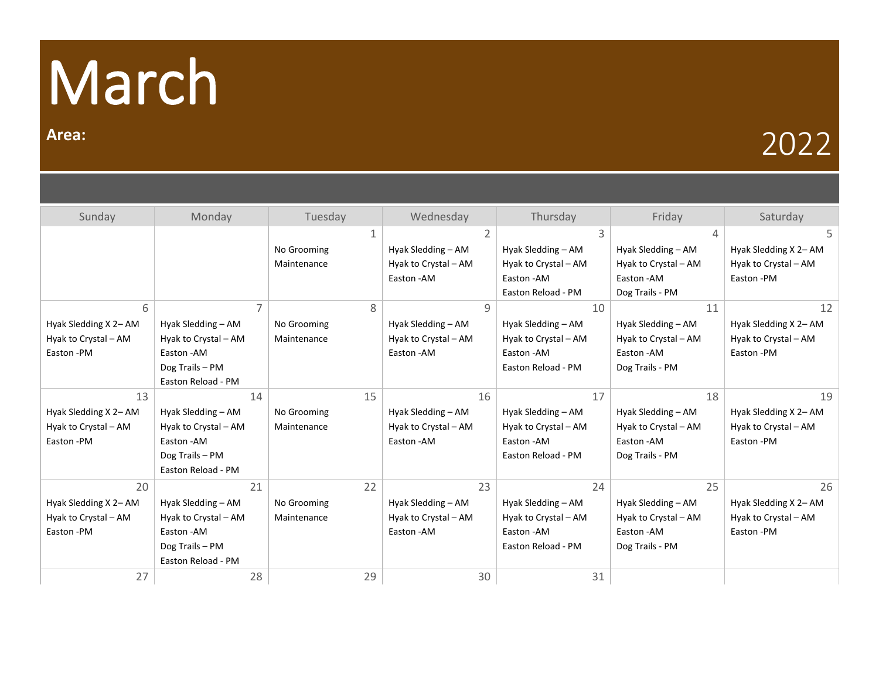# March

**Area:**

2022

| Sunday | Monday | Tuesday | Wednesday | Thursday | Friday | Saturday |
|---|---|---|---|---|---|---|
| | | 1<br>No Grooming<br>Maintenance | 2<br>Hyak Sledding – AM<br>Hyak to Crystal – AM<br>Easton -AM | 3<br>Hyak Sledding – AM<br>Hyak to Crystal – AM<br>Easton -AM<br>Easton Reload - PM | 4<br>Hyak Sledding – AM<br>Hyak to Crystal – AM<br>Easton -AM<br>Dog Trails - PM | 5<br>Hyak Sledding X 2– AM<br>Hyak to Crystal – AM<br>Easton -PM |
| 6<br>Hyak Sledding X 2– AM<br>Hyak to Crystal – AM<br>Easton -PM | 7<br>Hyak Sledding – AM<br>Hyak to Crystal – AM<br>Easton -AM<br>Dog Trails – PM<br>Easton Reload - PM | 8<br>No Grooming<br>Maintenance | 9<br>Hyak Sledding – AM<br>Hyak to Crystal – AM<br>Easton -AM | 10<br>Hyak Sledding – AM<br>Hyak to Crystal – AM<br>Easton -AM<br>Easton Reload - PM | 11<br>Hyak Sledding – AM<br>Hyak to Crystal – AM<br>Easton -AM<br>Dog Trails - PM | 12<br>Hyak Sledding X 2– AM<br>Hyak to Crystal – AM<br>Easton -PM |
| 13<br>Hyak Sledding X 2– AM<br>Hyak to Crystal – AM<br>Easton -PM | 14<br>Hyak Sledding – AM<br>Hyak to Crystal – AM<br>Easton -AM<br>Dog Trails – PM<br>Easton Reload - PM | 15<br>No Grooming<br>Maintenance | 16<br>Hyak Sledding – AM<br>Hyak to Crystal – AM<br>Easton -AM | 17<br>Hyak Sledding – AM<br>Hyak to Crystal – AM<br>Easton -AM<br>Easton Reload - PM | 18<br>Hyak Sledding – AM<br>Hyak to Crystal – AM<br>Easton -AM<br>Dog Trails - PM | 19<br>Hyak Sledding X 2– AM<br>Hyak to Crystal – AM<br>Easton -PM |
| 20<br>Hyak Sledding X 2– AM<br>Hyak to Crystal – AM<br>Easton -PM | 21<br>Hyak Sledding – AM<br>Hyak to Crystal – AM<br>Easton -AM<br>Dog Trails – PM<br>Easton Reload - PM | 22<br>No Grooming<br>Maintenance | 23<br>Hyak Sledding – AM<br>Hyak to Crystal – AM<br>Easton -AM | 24<br>Hyak Sledding – AM<br>Hyak to Crystal – AM<br>Easton -AM<br>Easton Reload - PM | 25<br>Hyak Sledding – AM<br>Hyak to Crystal – AM<br>Easton -AM<br>Dog Trails - PM | 26<br>Hyak Sledding X 2– AM<br>Hyak to Crystal – AM<br>Easton -PM |
| 27 | 28 | 29 | 30 | 31 | | |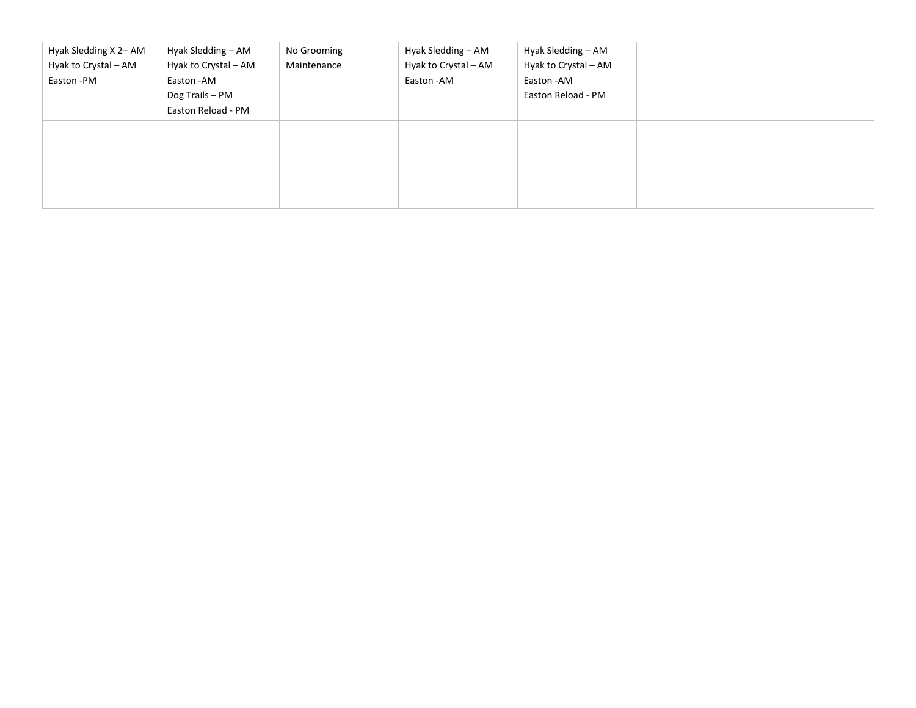| | | | | | | |
|---|---|---|---|---|---|---|
| Hyak Sledding X 2– AM<br>Hyak to Crystal – AM<br>Easton -PM | Hyak Sledding – AM<br>Hyak to Crystal – AM<br>Easton -AM<br>Dog Trails – PM<br>Easton Reload - PM | No Grooming<br>Maintenance | Hyak Sledding – AM<br>Hyak to Crystal – AM<br>Easton -AM | Hyak Sledding – AM<br>Hyak to Crystal – AM<br>Easton -AM<br>Easton Reload - PM | | |
| | | | | | | |